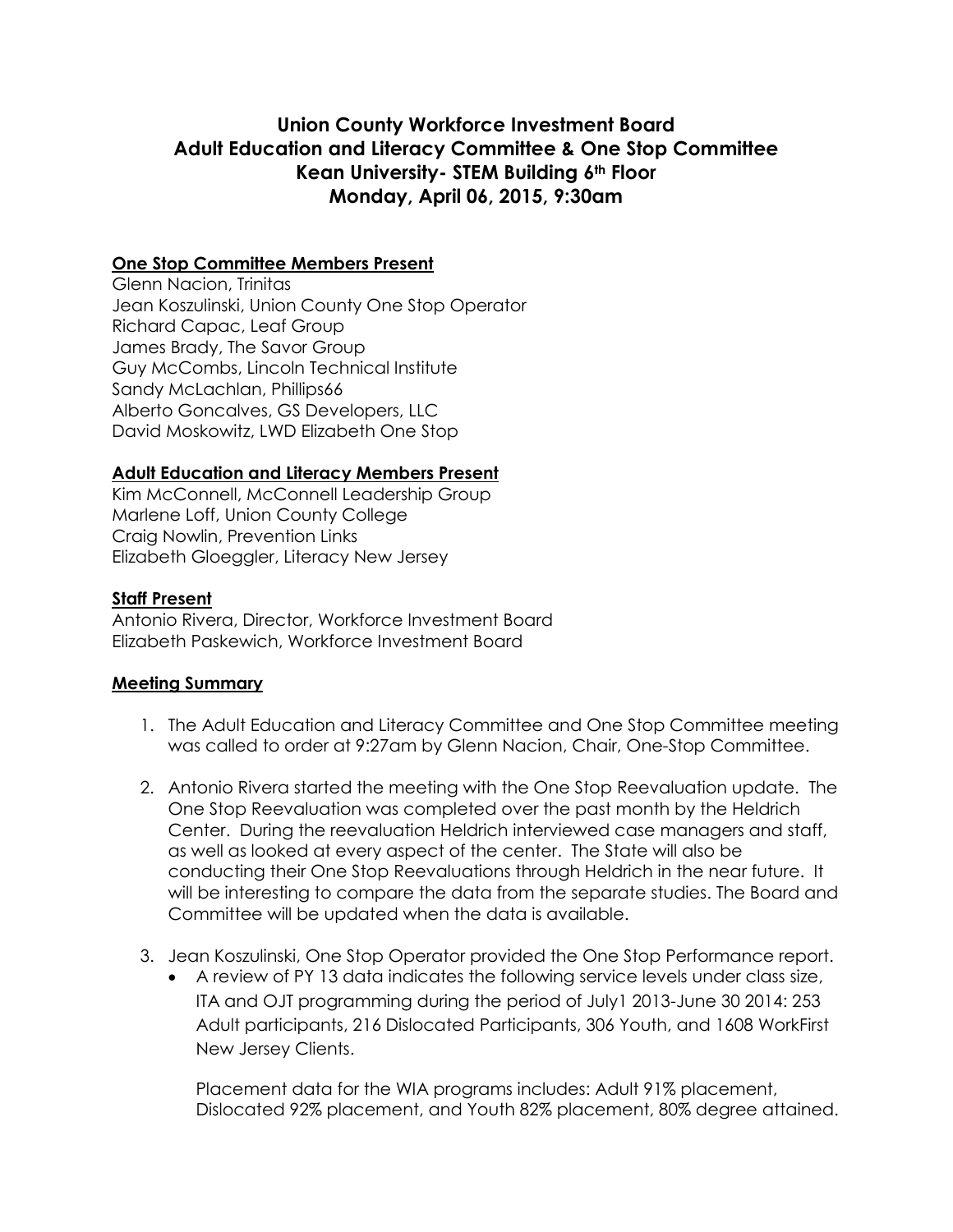# Union County Workforce Investment Board
# Adult Education and Literacy Committee & One Stop Committee
# Kean University- STEM Building 6th Floor
# Monday, April 06, 2015, 9:30am

## One Stop Committee Members Present

Glenn Nacion, Trinitas
Jean Koszulinski, Union County One Stop Operator
Richard Capac, Leaf Group
James Brady, The Savor Group
Guy McCombs, Lincoln Technical Institute
Sandy McLachlan, Phillips66
Alberto Goncalves, GS Developers, LLC
David Moskowitz, LWD Elizabeth One Stop

## Adult Education and Literacy Members Present

Kim McConnell, McConnell Leadership Group
Marlene Loff, Union County College
Craig Nowlin, Prevention Links
Elizabeth Gloeggler, Literacy New Jersey

## Staff Present

Antonio Rivera, Director, Workforce Investment Board
Elizabeth Paskewich, Workforce Investment Board

## Meeting Summary

1. The Adult Education and Literacy Committee and One Stop Committee meeting was called to order at 9:27am by Glenn Nacion, Chair, One-Stop Committee.

2. Antonio Rivera started the meeting with the One Stop Reevaluation update. The One Stop Reevaluation was completed over the past month by the Heldrich Center. During the reevaluation Heldrich interviewed case managers and staff, as well as looked at every aspect of the center. The State will also be conducting their One Stop Reevaluations through Heldrich in the near future. It will be interesting to compare the data from the separate studies. The Board and Committee will be updated when the data is available.

3. Jean Koszulinski, One Stop Operator provided the One Stop Performance report.
   - A review of PY 13 data indicates the following service levels under class size, ITA and OJT programming during the period of July1 2013-June 30 2014: 253 Adult participants, 216 Dislocated Participants, 306 Youth, and 1608 WorkFirst New Jersey Clients.

     Placement data for the WIA programs includes: Adult 91% placement, Dislocated 92% placement, and Youth 82% placement, 80% degree attained.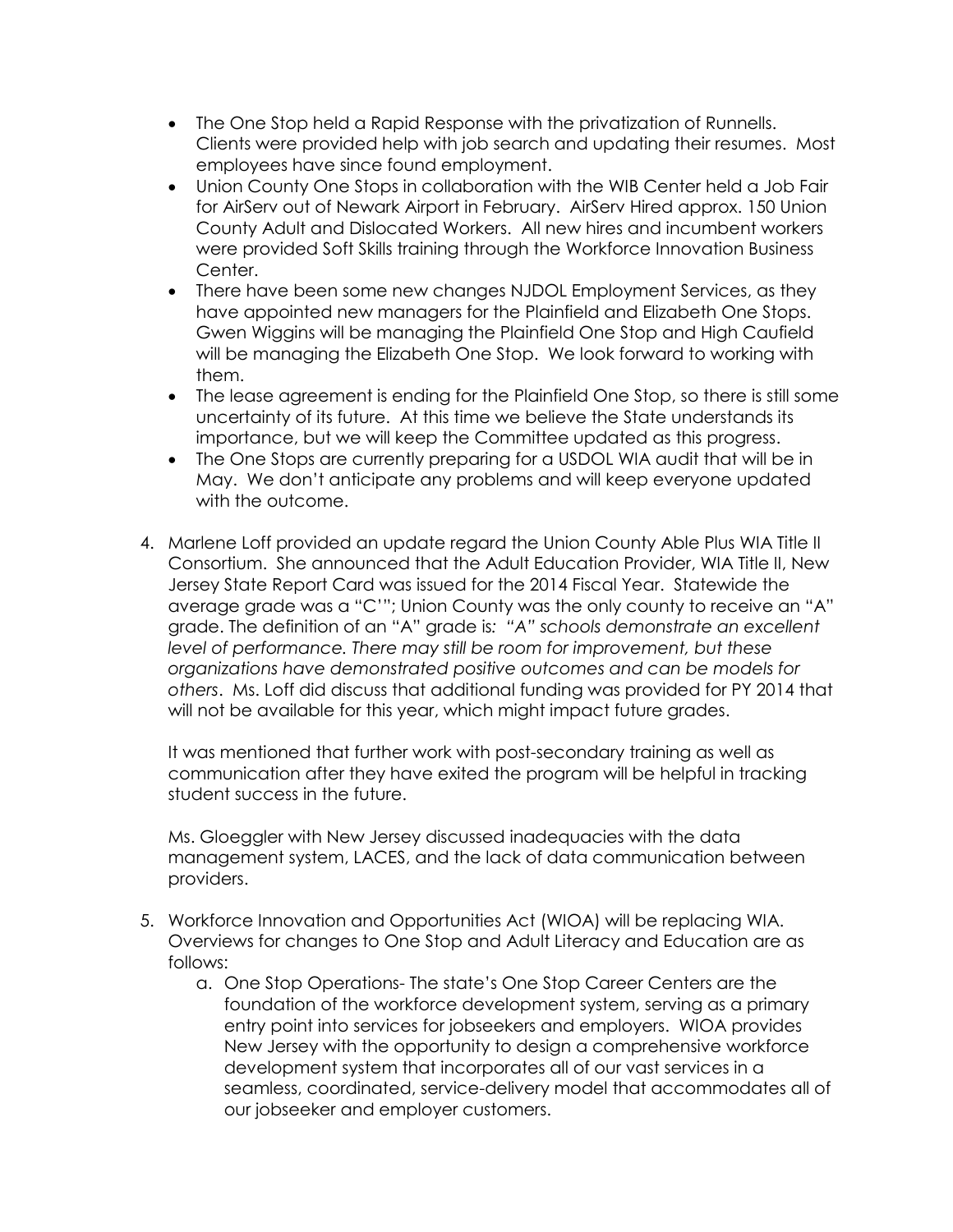- The One Stop held a Rapid Response with the privatization of Runnells. Clients were provided help with job search and updating their resumes. Most employees have since found employment.
- Union County One Stops in collaboration with the WIB Center held a Job Fair for AirServ out of Newark Airport in February. AirServ Hired approx. 150 Union County Adult and Dislocated Workers. All new hires and incumbent workers were provided Soft Skills training through the Workforce Innovation Business Center.
- There have been some new changes NJDOL Employment Services, as they have appointed new managers for the Plainfield and Elizabeth One Stops. Gwen Wiggins will be managing the Plainfield One Stop and High Caufield will be managing the Elizabeth One Stop. We look forward to working with them.
- The lease agreement is ending for the Plainfield One Stop, so there is still some uncertainty of its future. At this time we believe the State understands its importance, but we will keep the Committee updated as this progress.
- The One Stops are currently preparing for a USDOL WIA audit that will be in May. We don't anticipate any problems and will keep everyone updated with the outcome.

4. Marlene Loff provided an update regard the Union County Able Plus WIA Title II Consortium. She announced that the Adult Education Provider, WIA Title II, New Jersey State Report Card was issued for the 2014 Fiscal Year. Statewide the average grade was a "C'"; Union County was the only county to receive an "A" grade. The definition of an "A" grade is: *"A" schools demonstrate an excellent level of performance. There may still be room for improvement, but these organizations have demonstrated positive outcomes and can be models for others*. Ms. Loff did discuss that additional funding was provided for PY 2014 that will not be available for this year, which might impact future grades.

   It was mentioned that further work with post-secondary training as well as communication after they have exited the program will be helpful in tracking student success in the future.

   Ms. Gloeggler with New Jersey discussed inadequacies with the data management system, LACES, and the lack of data communication between providers.

5. Workforce Innovation and Opportunities Act (WIOA) will be replacing WIA. Overviews for changes to One Stop and Adult Literacy and Education are as follows:
   a. One Stop Operations- The state's One Stop Career Centers are the foundation of the workforce development system, serving as a primary entry point into services for jobseekers and employers. WIOA provides New Jersey with the opportunity to design a comprehensive workforce development system that incorporates all of our vast services in a seamless, coordinated, service-delivery model that accommodates all of our jobseeker and employer customers.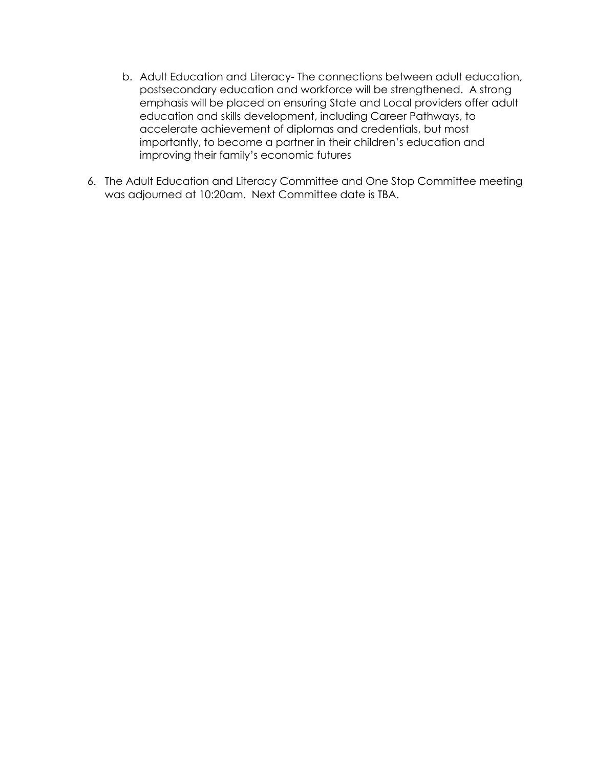b. Adult Education and Literacy- The connections between adult education, postsecondary education and workforce will be strengthened. A strong emphasis will be placed on ensuring State and Local providers offer adult education and skills development, including Career Pathways, to accelerate achievement of diplomas and credentials, but most importantly, to become a partner in their children's education and improving their family's economic futures

6. The Adult Education and Literacy Committee and One Stop Committee meeting was adjourned at 10:20am. Next Committee date is TBA.